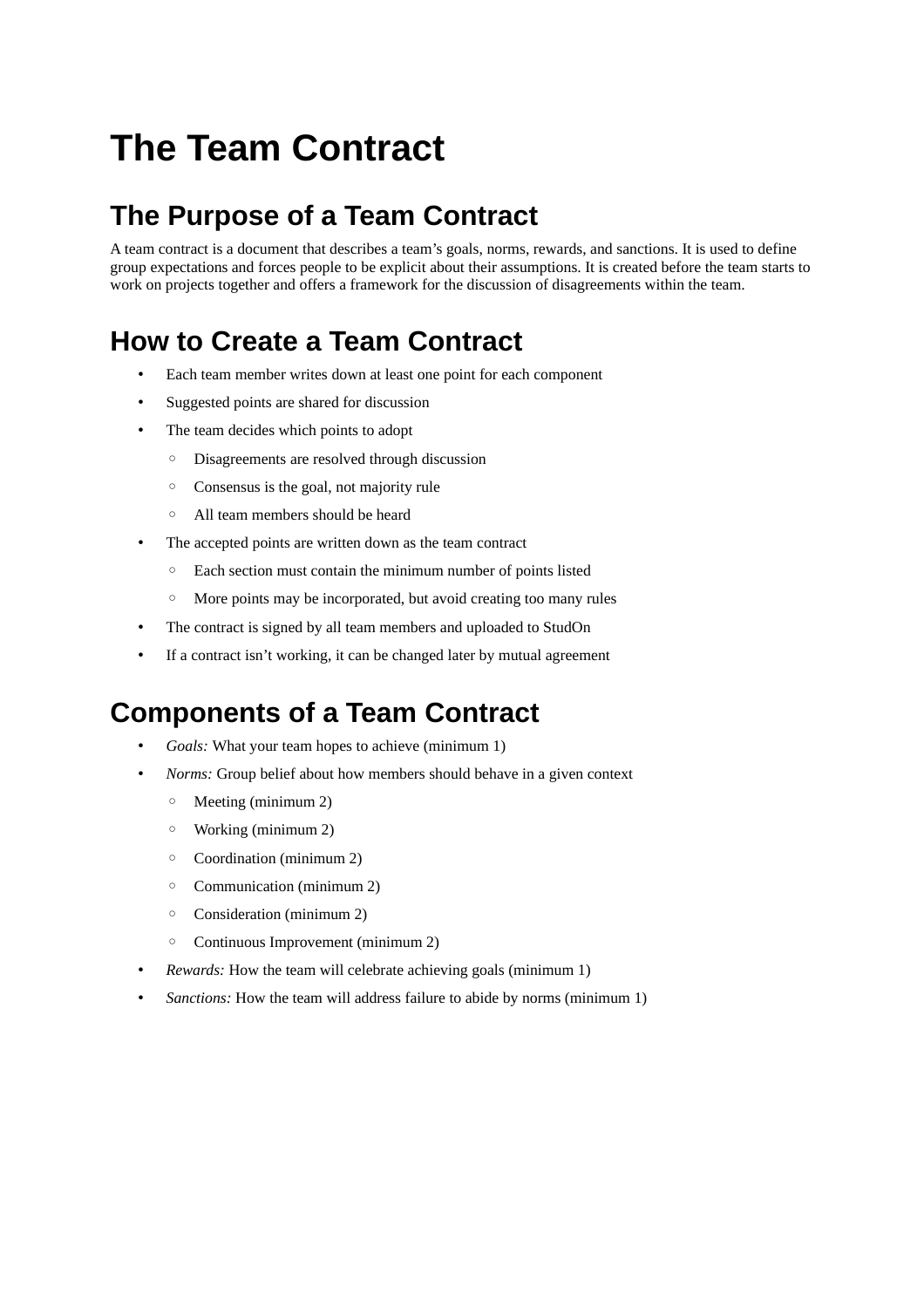# The Team Contract

## The Purpose of a Team Contract

A team contract is a document that describes a team's goals, norms, rewards, and sanctions. It is used to define group expectations and forces people to be explicit about their assumptions. It is created before the team starts to work on projects together and offers a framework for the discussion of disagreements within the team.

## How to Create a Team Contract

- Each team member writes down at least one point for each component
- Suggested points are shared for discussion
- The team decides which points to adopt
    - Disagreements are resolved through discussion
    - Consensus is the goal, not majority rule
    - All team members should be heard
- The accepted points are written down as the team contract
    - Each section must contain the minimum number of points listed
    - More points may be incorporated, but avoid creating too many rules
- The contract is signed by all team members and uploaded to StudOn
- If a contract isn't working, it can be changed later by mutual agreement

## Components of a Team Contract

- *Goals:* What your team hopes to achieve (minimum 1)
- *Norms:* Group belief about how members should behave in a given context
    - Meeting (minimum 2)
    - Working (minimum 2)
    - Coordination (minimum 2)
    - Communication (minimum 2)
    - Consideration (minimum 2)
    - Continuous Improvement (minimum 2)
- *Rewards:* How the team will celebrate achieving goals (minimum 1)
- *Sanctions:* How the team will address failure to abide by norms (minimum 1)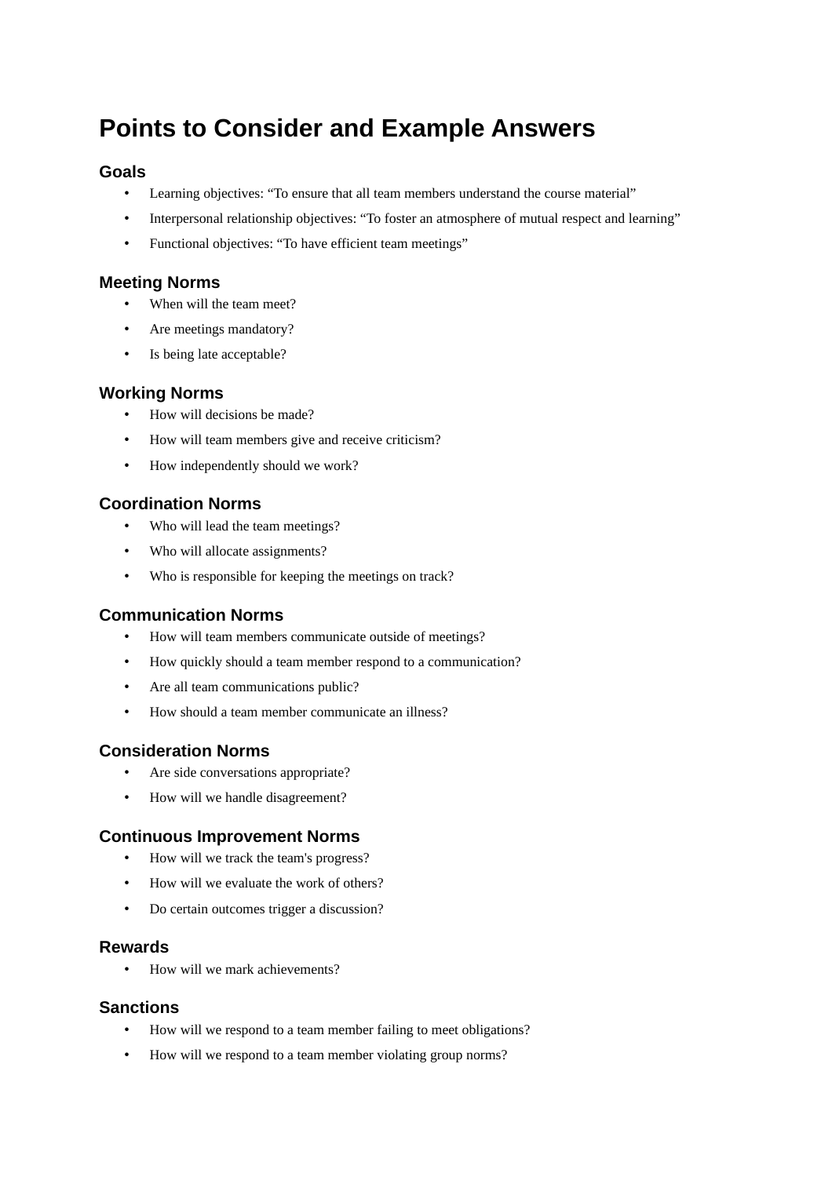# Points to Consider and Example Answers

## Goals

- Learning objectives: "To ensure that all team members understand the course material"
- Interpersonal relationship objectives: "To foster an atmosphere of mutual respect and learning"
- Functional objectives: "To have efficient team meetings"

## Meeting Norms

- When will the team meet?
- Are meetings mandatory?
- Is being late acceptable?

## Working Norms

- How will decisions be made?
- How will team members give and receive criticism?
- How independently should we work?

## Coordination Norms

- Who will lead the team meetings?
- Who will allocate assignments?
- Who is responsible for keeping the meetings on track?

## Communication Norms

- How will team members communicate outside of meetings?
- How quickly should a team member respond to a communication?
- Are all team communications public?
- How should a team member communicate an illness?

## Consideration Norms

- Are side conversations appropriate?
- How will we handle disagreement?

## Continuous Improvement Norms

- How will we track the team's progress?
- How will we evaluate the work of others?
- Do certain outcomes trigger a discussion?

## Rewards

- How will we mark achievements?

## Sanctions

- How will we respond to a team member failing to meet obligations?
- How will we respond to a team member violating group norms?